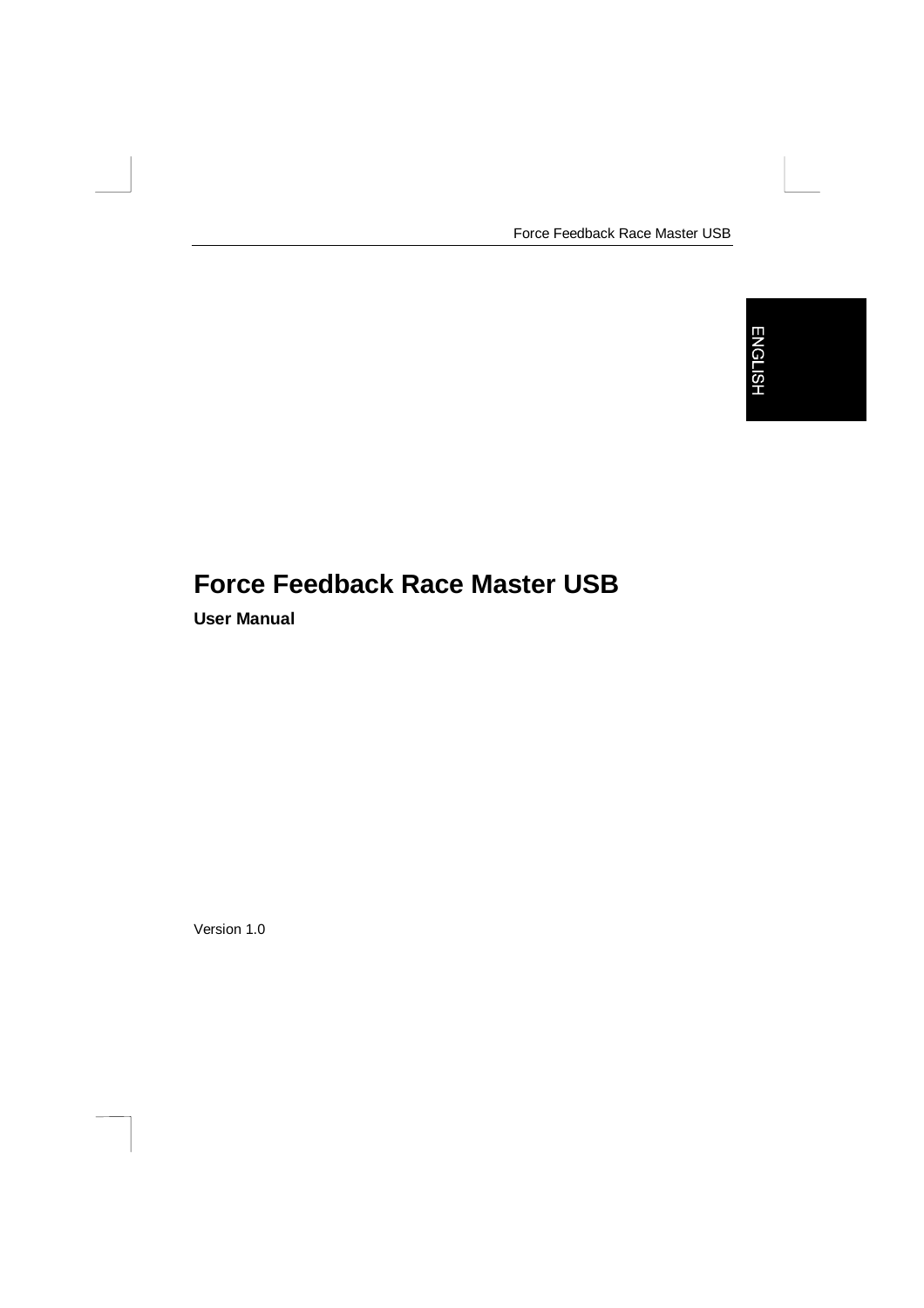# Force Feedback Race Master USB

**User Manual**

Version 1.0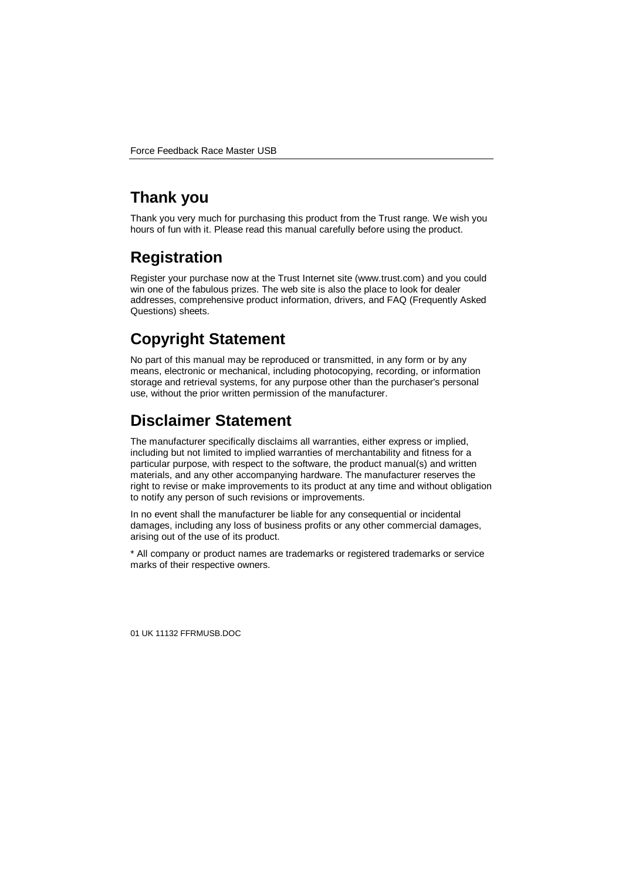## Thank you

Thank you very much for purchasing this product from the Trust range. We wish you hours of fun with it. Please read this manual carefully before using the product.

## Registration

Register your purchase now at the Trust Internet site (www.trust.com) and you could win one of the fabulous prizes. The web site is also the place to look for dealer addresses, comprehensive product information, drivers, and FAQ (Frequently Asked Questions) sheets.

## Copyright Statement

No part of this manual may be reproduced or transmitted, in any form or by any means, electronic or mechanical, including photocopying, recording, or information storage and retrieval systems, for any purpose other than the purchaser's personal use, without the prior written permission of the manufacturer.

## Disclaimer Statement

The manufacturer specifically disclaims all warranties, either express or implied, including but not limited to implied warranties of merchantability and fitness for a particular purpose, with respect to the software, the product manual(s) and written materials, and any other accompanying hardware. The manufacturer reserves the right to revise or make improvements to its product at any time and without obligation to notify any person of such revisions or improvements.

In no event shall the manufacturer be liable for any consequential or incidental damages, including any loss of business profits or any other commercial damages, arising out of the use of its product.

* All company or product names are trademarks or registered trademarks or service marks of their respective owners.

01 UK 11132 FFRMUSB.DOC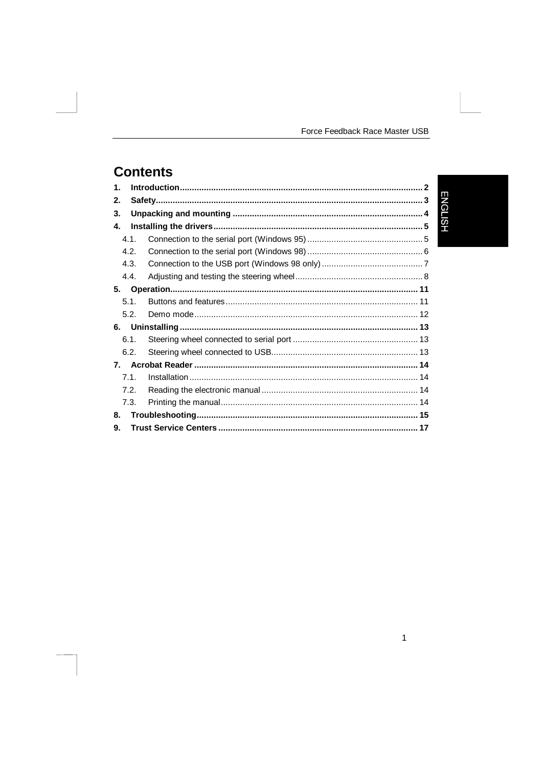# Contents

1. **Introduction** .................................................................. 2
2. **Safety** .................................................................. 3
3. **Unpacking and mounting** .................................................................. 4
4. **Installing the drivers** .................................................................. 5
   - 4.1. Connection to the serial port (Windows 95) .................................................................. 5
   - 4.2. Connection to the serial port (Windows 98) .................................................................. 6
   - 4.3. Connection to the USB port (Windows 98 only) .................................................................. 7
   - 4.4. Adjusting and testing the steering wheel .................................................................. 8
5. **Operation** .................................................................. 11
   - 5.1. Buttons and features .................................................................. 11
   - 5.2. Demo mode .................................................................. 12
6. **Uninstalling** .................................................................. 13
   - 6.1. Steering wheel connected to serial port .................................................................. 13
   - 6.2. Steering wheel connected to USB .................................................................. 13
7. **Acrobat Reader** .................................................................. 14
   - 7.1. Installation .................................................................. 14
   - 7.2. Reading the electronic manual .................................................................. 14
   - 7.3. Printing the manual .................................................................. 14
8. **Troubleshooting** .................................................................. 15
9. **Trust Service Centers** .................................................................. 17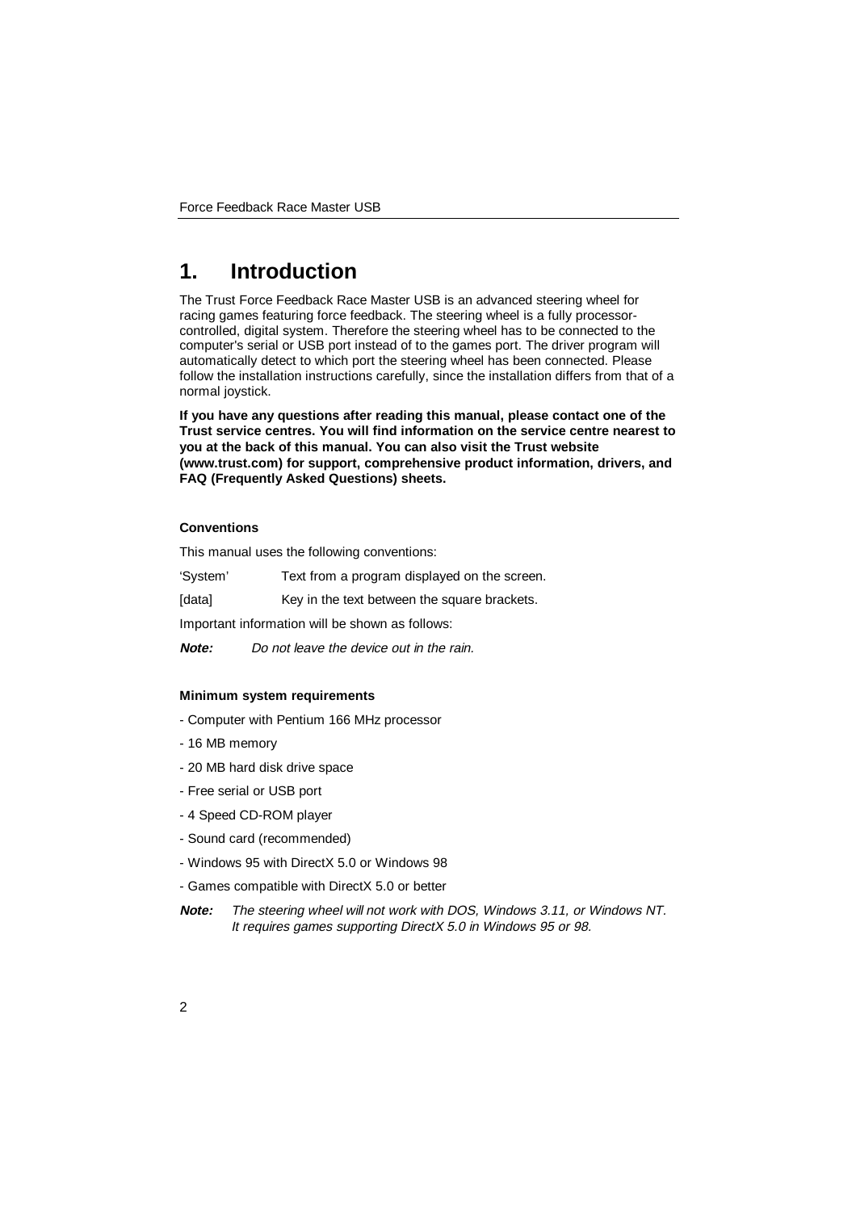# 1. Introduction

The Trust Force Feedback Race Master USB is an advanced steering wheel for racing games featuring force feedback. The steering wheel is a fully processor-controlled, digital system. Therefore the steering wheel has to be connected to the computer's serial or USB port instead of to the games port. The driver program will automatically detect to which port the steering wheel has been connected. Please follow the installation instructions carefully, since the installation differs from that of a normal joystick.

**If you have any questions after reading this manual, please contact one of the Trust service centres. You will find information on the service centre nearest to you at the back of this manual. You can also visit the Trust website (www.trust.com) for support, comprehensive product information, drivers, and FAQ (Frequently Asked Questions) sheets.**

#### Conventions

This manual uses the following conventions:

'System' Text from a program displayed on the screen.

[data] Key in the text between the square brackets.

Important information will be shown as follows:

***Note:*** *Do not leave the device out in the rain.*

#### Minimum system requirements

- Computer with Pentium 166 MHz processor
- 16 MB memory
- 20 MB hard disk drive space
- Free serial or USB port
- 4 Speed CD-ROM player
- Sound card (recommended)
- Windows 95 with DirectX 5.0 or Windows 98
- Games compatible with DirectX 5.0 or better

***Note:*** *The steering wheel will not work with DOS, Windows 3.11, or Windows NT. It requires games supporting DirectX 5.0 in Windows 95 or 98.*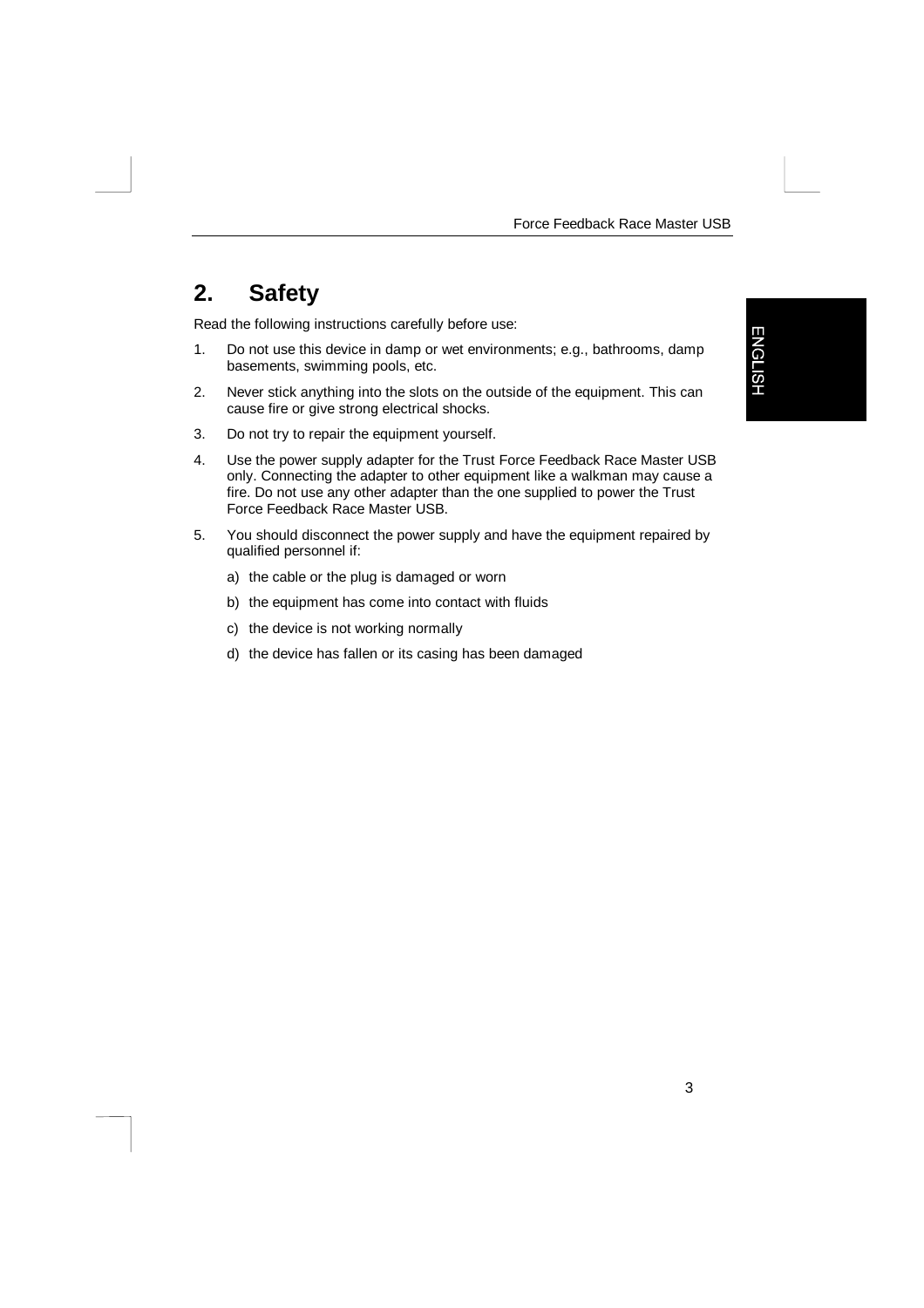## 2. Safety

Read the following instructions carefully before use:

1. Do not use this device in damp or wet environments; e.g., bathrooms, damp basements, swimming pools, etc.
2. Never stick anything into the slots on the outside of the equipment. This can cause fire or give strong electrical shocks.
3. Do not try to repair the equipment yourself.
4. Use the power supply adapter for the Trust Force Feedback Race Master USB only. Connecting the adapter to other equipment like a walkman may cause a fire. Do not use any other adapter than the one supplied to power the Trust Force Feedback Race Master USB.
5. You should disconnect the power supply and have the equipment repaired by qualified personnel if:
   a) the cable or the plug is damaged or worn
   b) the equipment has come into contact with fluids
   c) the device is not working normally
   d) the device has fallen or its casing has been damaged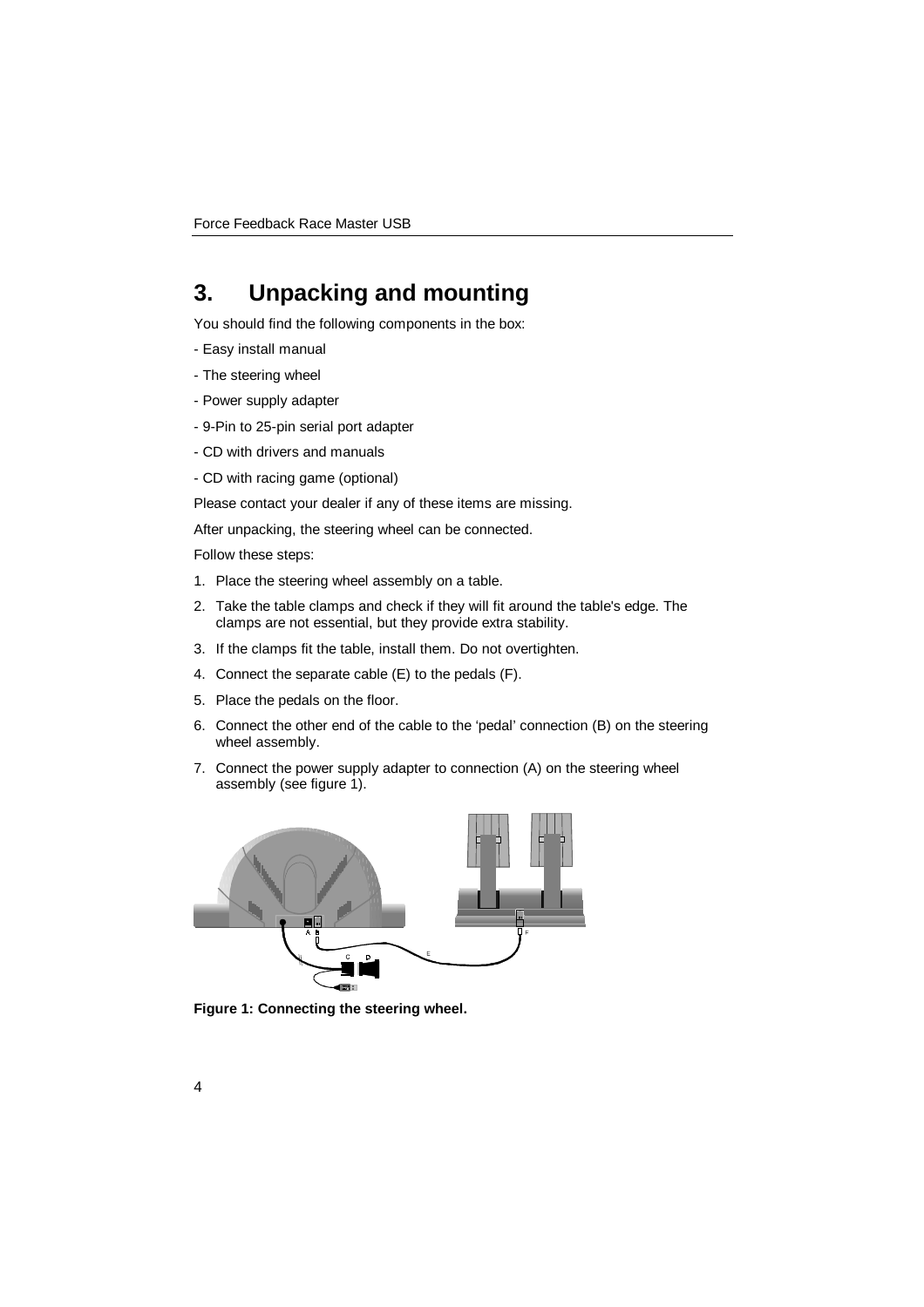# 3. Unpacking and mounting

You should find the following components in the box:

- Easy install manual
- The steering wheel
- Power supply adapter
- 9-Pin to 25-pin serial port adapter
- CD with drivers and manuals
- CD with racing game (optional)

Please contact your dealer if any of these items are missing.

After unpacking, the steering wheel can be connected.

Follow these steps:

1. Place the steering wheel assembly on a table.
2. Take the table clamps and check if they will fit around the table's edge. The clamps are not essential, but they provide extra stability.
3. If the clamps fit the table, install them. Do not overtighten.
4. Connect the separate cable (E) to the pedals (F).
5. Place the pedals on the floor.
6. Connect the other end of the cable to the 'pedal' connection (B) on the steering wheel assembly.
7. Connect the power supply adapter to connection (A) on the steering wheel assembly (see figure 1).

**Figure 1: Connecting the steering wheel.**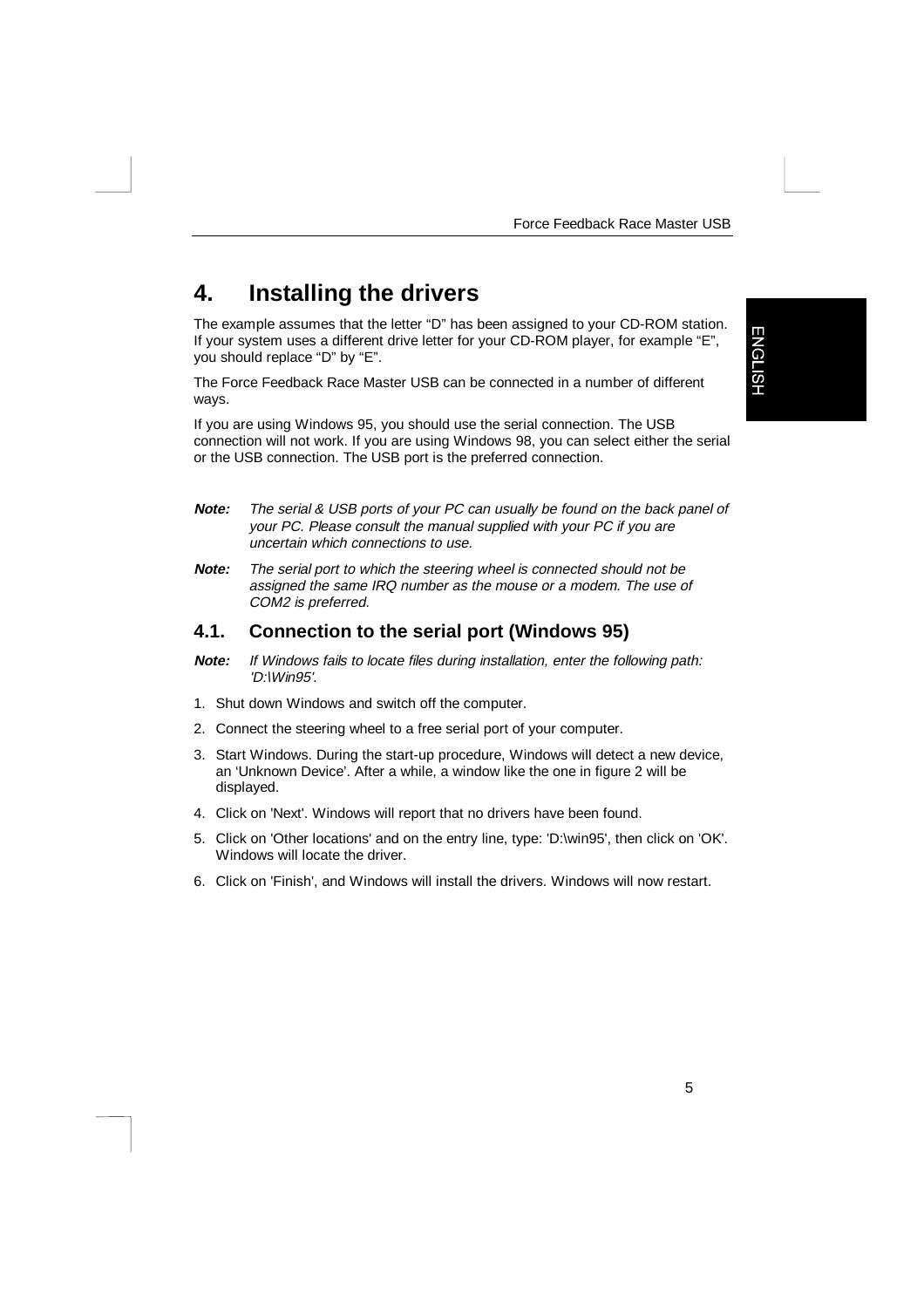# 4. Installing the drivers

The example assumes that the letter "D" has been assigned to your CD-ROM station. If your system uses a different drive letter for your CD-ROM player, for example "E", you should replace "D" by "E".

The Force Feedback Race Master USB can be connected in a number of different ways.

If you are using Windows 95, you should use the serial connection. The USB connection will not work. If you are using Windows 98, you can select either the serial or the USB connection. The USB port is the preferred connection.

***Note:*** *The serial & USB ports of your PC can usually be found on the back panel of your PC. Please consult the manual supplied with your PC if you are uncertain which connections to use.*

***Note:*** *The serial port to which the steering wheel is connected should not be assigned the same IRQ number as the mouse or a modem. The use of COM2 is preferred.*

## 4.1. Connection to the serial port (Windows 95)

***Note:*** *If Windows fails to locate files during installation, enter the following path: 'D:\Win95'.*

1. Shut down Windows and switch off the computer.
2. Connect the steering wheel to a free serial port of your computer.
3. Start Windows. During the start-up procedure, Windows will detect a new device, an 'Unknown Device'. After a while, a window like the one in figure 2 will be displayed.
4. Click on 'Next'. Windows will report that no drivers have been found.
5. Click on 'Other locations' and on the entry line, type: 'D:\win95', then click on 'OK'. Windows will locate the driver.
6. Click on 'Finish', and Windows will install the drivers. Windows will now restart.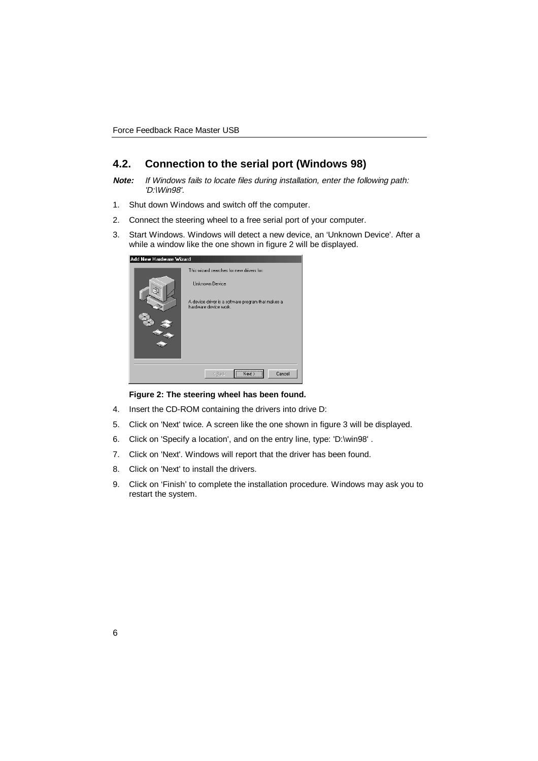## 4.2. Connection to the serial port (Windows 98)

***Note:*** *If Windows fails to locate files during installation, enter the following path: 'D:\Win98'.*

1. Shut down Windows and switch off the computer.
2. Connect the steering wheel to a free serial port of your computer.
3. Start Windows. Windows will detect a new device, an 'Unknown Device'. After a while a window like the one shown in figure 2 will be displayed.

**Figure 2: The steering wheel has been found.**

4. Insert the CD-ROM containing the drivers into drive D:
5. Click on 'Next' twice. A screen like the one shown in figure 3 will be displayed.
6. Click on 'Specify a location', and on the entry line, type: 'D:\win98' .
7. Click on 'Next'. Windows will report that the driver has been found.
8. Click on 'Next' to install the drivers.
9. Click on 'Finish' to complete the installation procedure. Windows may ask you to restart the system.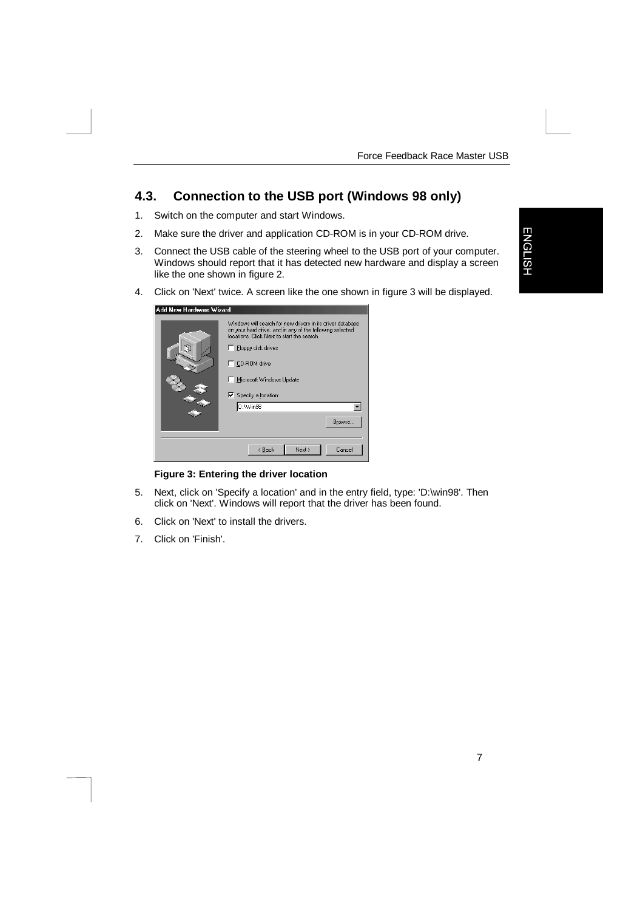## 4.3. Connection to the USB port (Windows 98 only)

1. Switch on the computer and start Windows.
2. Make sure the driver and application CD-ROM is in your CD-ROM drive.
3. Connect the USB cable of the steering wheel to the USB port of your computer. Windows should report that it has detected new hardware and display a screen like the one shown in figure 2.
4. Click on 'Next' twice. A screen like the one shown in figure 3 will be displayed.

**Figure 3: Entering the driver location**

5. Next, click on 'Specify a location' and in the entry field, type: 'D:\win98'. Then click on 'Next'. Windows will report that the driver has been found.
6. Click on 'Next' to install the drivers.
7. Click on 'Finish'.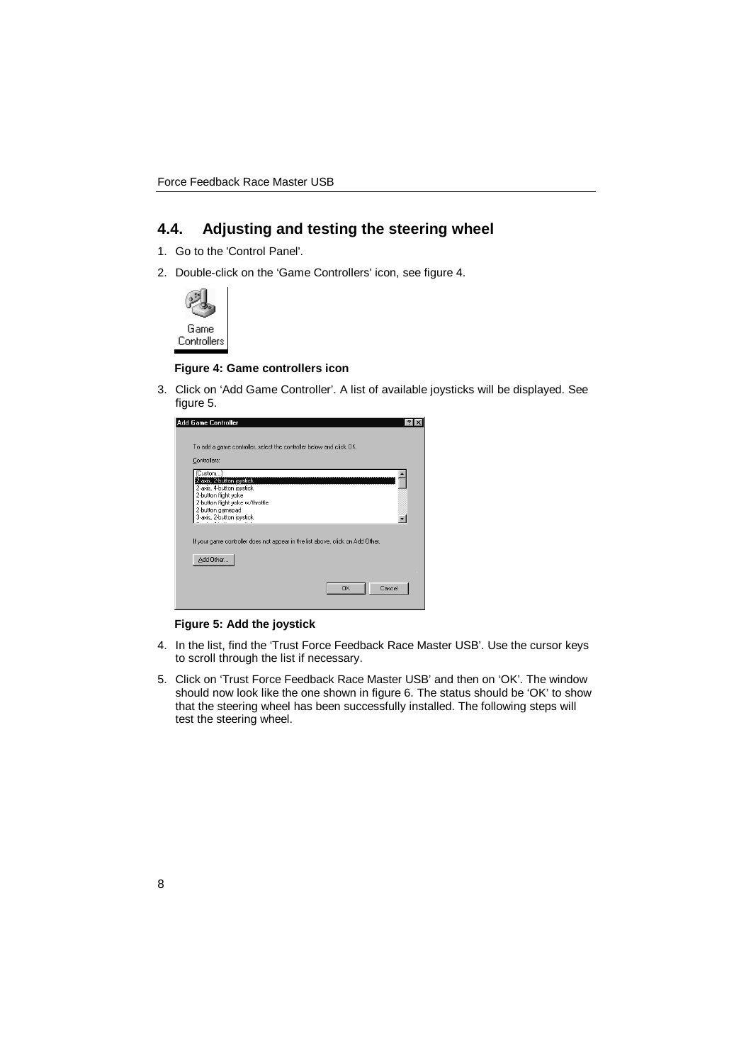## 4.4. Adjusting and testing the steering wheel

1. Go to the 'Control Panel'.
2. Double-click on the 'Game Controllers' icon, see figure 4.

**Figure 4: Game controllers icon**

3. Click on 'Add Game Controller'. A list of available joysticks will be displayed. See figure 5.

**Figure 5: Add the joystick**

4. In the list, find the 'Trust Force Feedback Race Master USB'. Use the cursor keys to scroll through the list if necessary.
5. Click on 'Trust Force Feedback Race Master USB' and then on 'OK'. The window should now look like the one shown in figure 6. The status should be 'OK' to show that the steering wheel has been successfully installed. The following steps will test the steering wheel.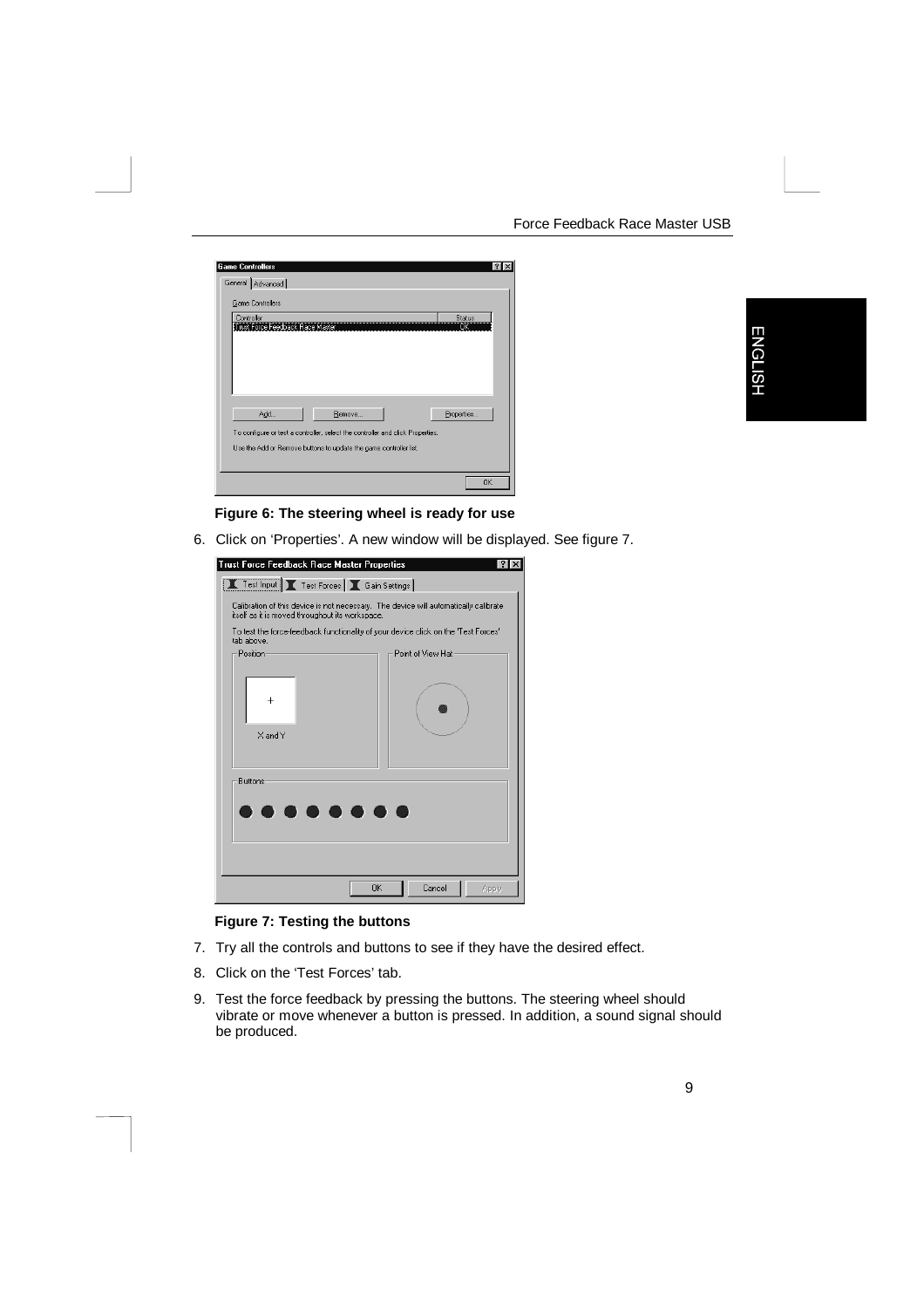**Figure 6: The steering wheel is ready for use**

6. Click on 'Properties'. A new window will be displayed. See figure 7.

**Figure 7: Testing the buttons**

7. Try all the controls and buttons to see if they have the desired effect.
8. Click on the 'Test Forces' tab.
9. Test the force feedback by pressing the buttons. The steering wheel should vibrate or move whenever a button is pressed. In addition, a sound signal should be produced.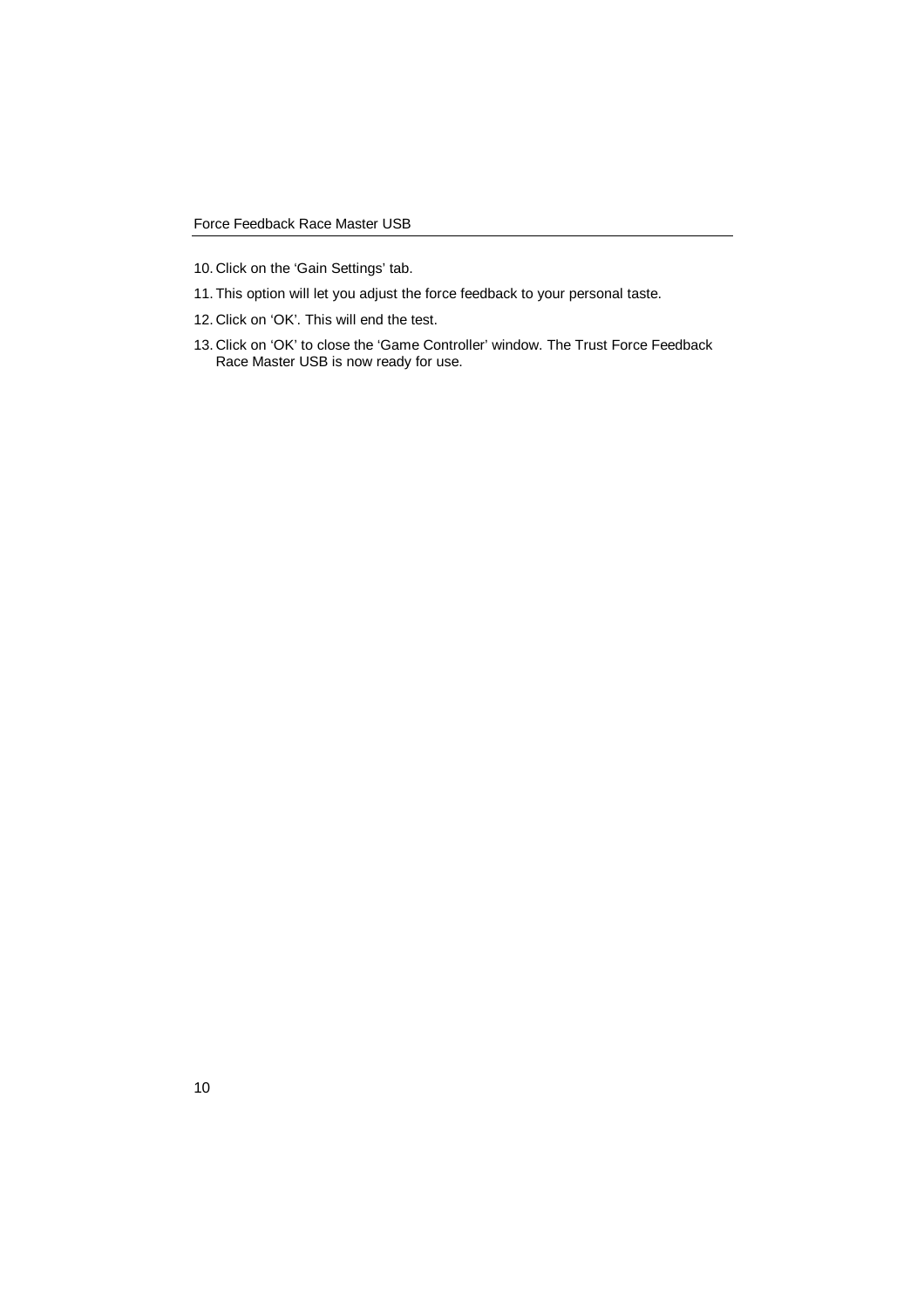10. Click on the ‘Gain Settings’ tab.
11. This option will let you adjust the force feedback to your personal taste.
12. Click on ‘OK’. This will end the test.
13. Click on ‘OK’ to close the ‘Game Controller’ window. The Trust Force Feedback Race Master USB is now ready for use.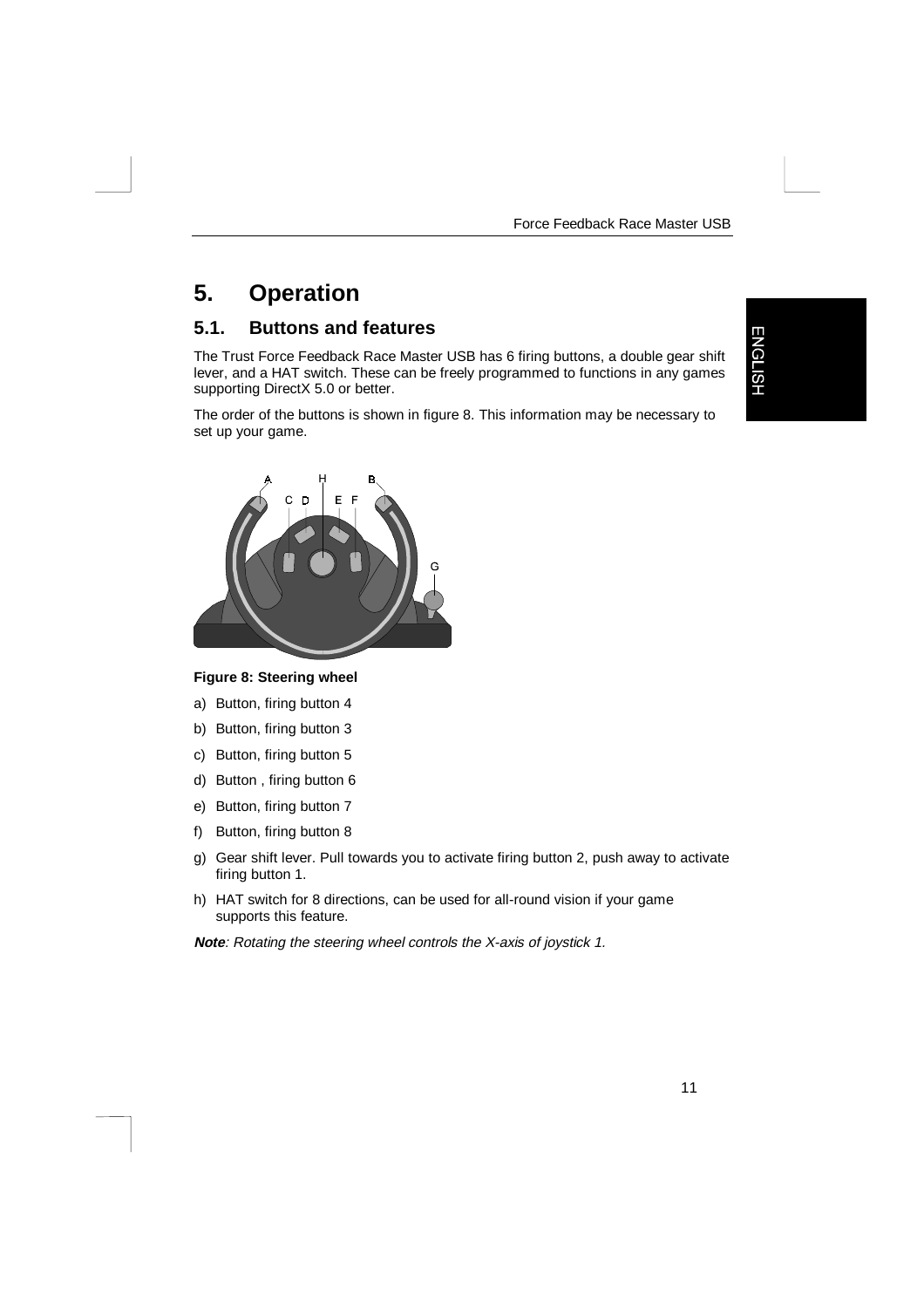# 5. Operation

## 5.1. Buttons and features

The Trust Force Feedback Race Master USB has 6 firing buttons, a double gear shift lever, and a HAT switch. These can be freely programmed to functions in any games supporting DirectX 5.0 or better.

The order of the buttons is shown in figure 8. This information may be necessary to set up your game.

**Figure 8: Steering wheel**

a) Button, firing button 4

b) Button, firing button 3

c) Button, firing button 5

d) Button , firing button 6

e) Button, firing button 7

f) Button, firing button 8

g) Gear shift lever. Pull towards you to activate firing button 2, push away to activate firing button 1.

h) HAT switch for 8 directions, can be used for all-round vision if your game supports this feature.

***Note**: Rotating the steering wheel controls the X-axis of joystick 1.*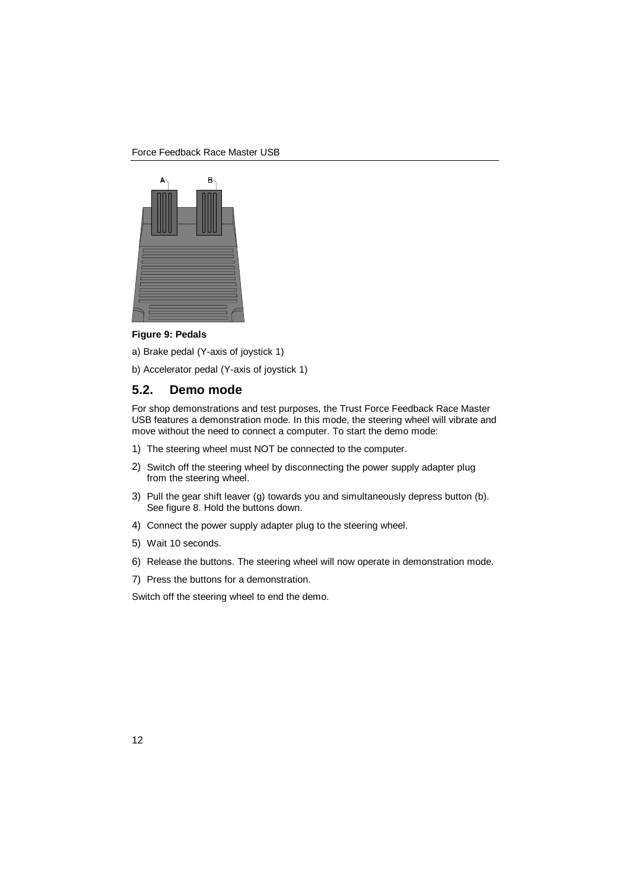**Figure 9: Pedals**

a) Brake pedal (Y-axis of joystick 1)

b) Accelerator pedal (Y-axis of joystick 1)

## 5.2. Demo mode

For shop demonstrations and test purposes, the Trust Force Feedback Race Master USB features a demonstration mode. In this mode, the steering wheel will vibrate and move without the need to connect a computer. To start the demo mode:

1) The steering wheel must NOT be connected to the computer.
2) Switch off the steering wheel by disconnecting the power supply adapter plug from the steering wheel.
3) Pull the gear shift leaver (g) towards you and simultaneously depress button (b). See figure 8. Hold the buttons down.
4) Connect the power supply adapter plug to the steering wheel.
5) Wait 10 seconds.
6) Release the buttons. The steering wheel will now operate in demonstration mode.
7) Press the buttons for a demonstration.

Switch off the steering wheel to end the demo.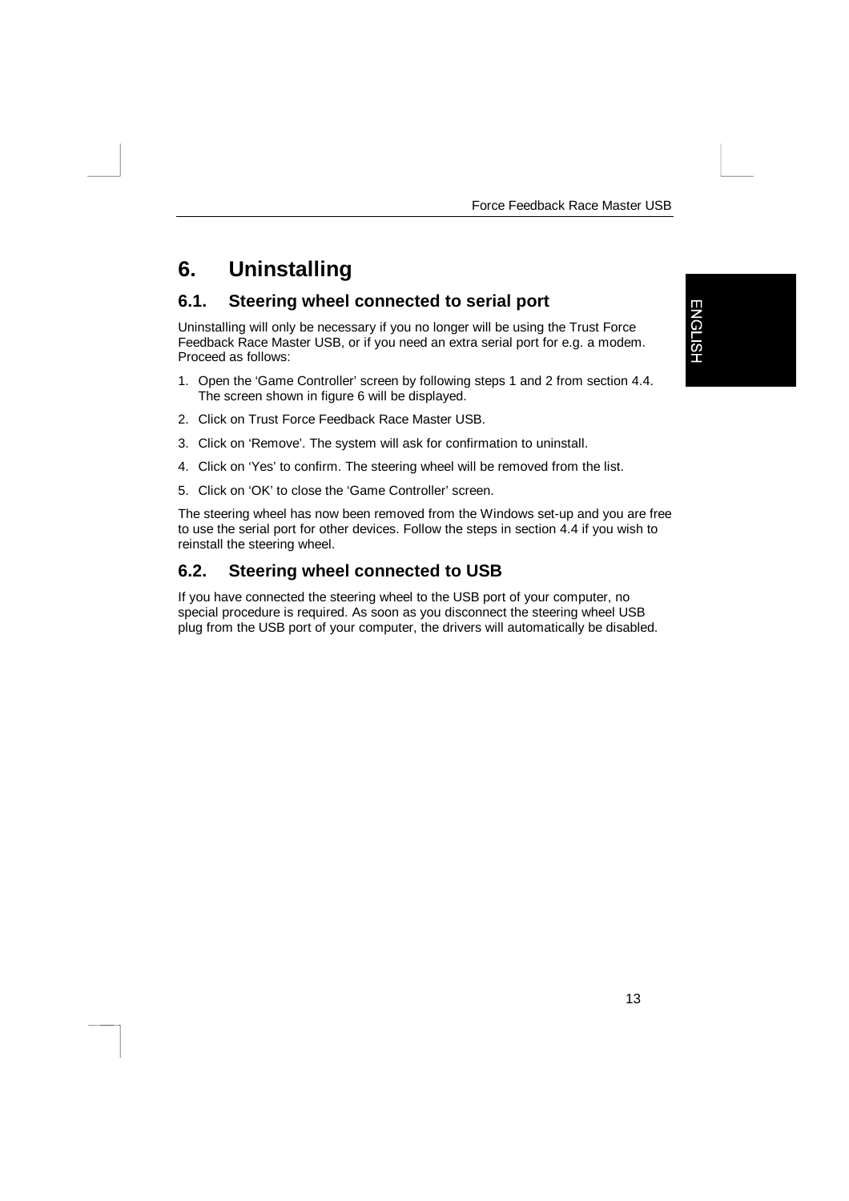# 6. Uninstalling

## 6.1. Steering wheel connected to serial port

Uninstalling will only be necessary if you no longer will be using the Trust Force Feedback Race Master USB, or if you need an extra serial port for e.g. a modem. Proceed as follows:

1. Open the 'Game Controller' screen by following steps 1 and 2 from section 4.4. The screen shown in figure 6 will be displayed.
2. Click on Trust Force Feedback Race Master USB.
3. Click on 'Remove'. The system will ask for confirmation to uninstall.
4. Click on 'Yes' to confirm. The steering wheel will be removed from the list.
5. Click on 'OK' to close the 'Game Controller' screen.

The steering wheel has now been removed from the Windows set-up and you are free to use the serial port for other devices. Follow the steps in section 4.4 if you wish to reinstall the steering wheel.

## 6.2. Steering wheel connected to USB

If you have connected the steering wheel to the USB port of your computer, no special procedure is required. As soon as you disconnect the steering wheel USB plug from the USB port of your computer, the drivers will automatically be disabled.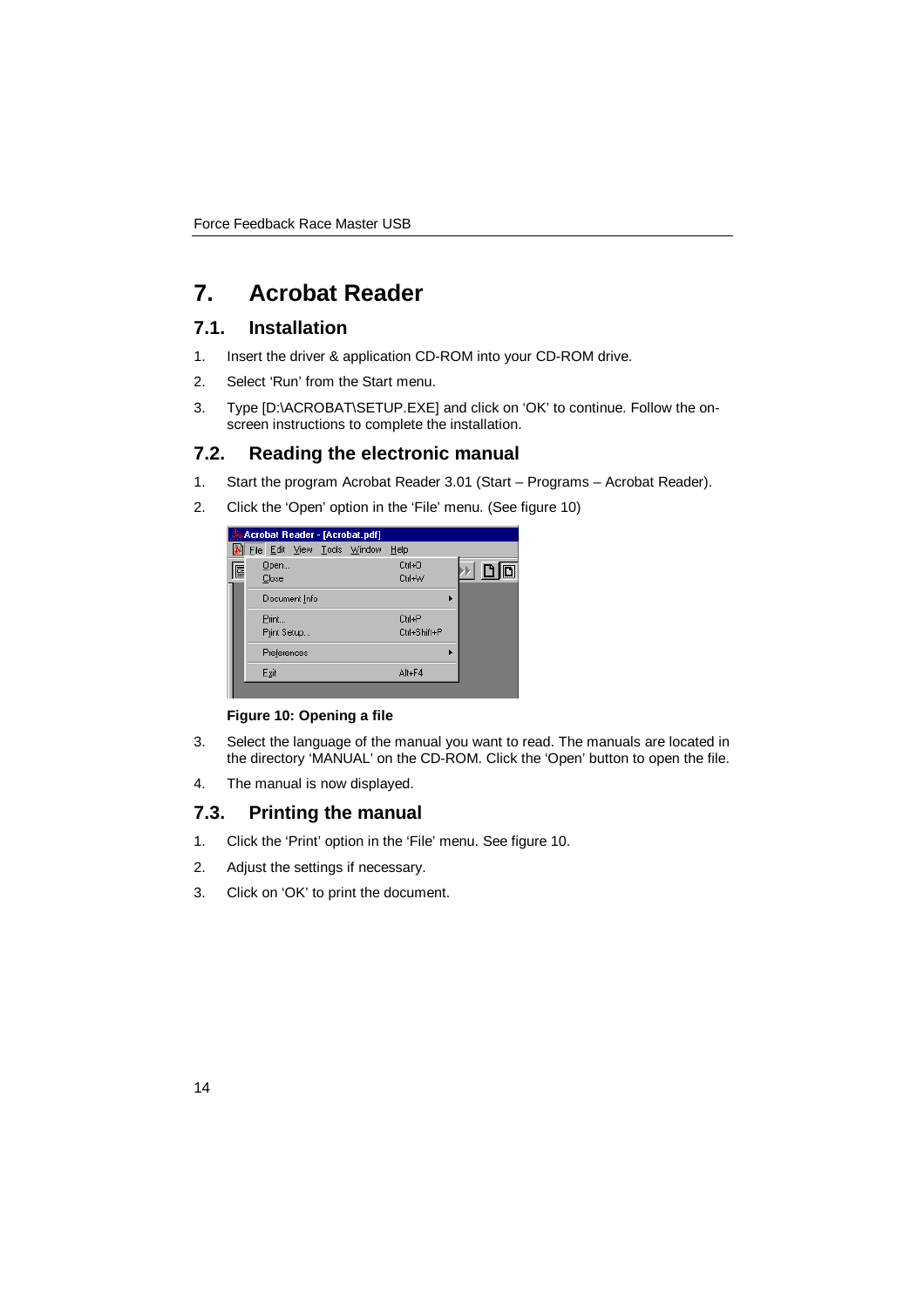# 7. Acrobat Reader

## 7.1. Installation

1. Insert the driver & application CD-ROM into your CD-ROM drive.
2. Select 'Run' from the Start menu.
3. Type [D:\ACROBAT\SETUP.EXE] and click on 'OK' to continue. Follow the on-screen instructions to complete the installation.

## 7.2. Reading the electronic manual

1. Start the program Acrobat Reader 3.01 (Start – Programs – Acrobat Reader).
2. Click the 'Open' option in the 'File' menu. (See figure 10)

**Figure 10: Opening a file**

3. Select the language of the manual you want to read. The manuals are located in the directory 'MANUAL' on the CD-ROM. Click the 'Open' button to open the file.
4. The manual is now displayed.

## 7.3. Printing the manual

1. Click the 'Print' option in the 'File' menu. See figure 10.
2. Adjust the settings if necessary.
3. Click on 'OK' to print the document.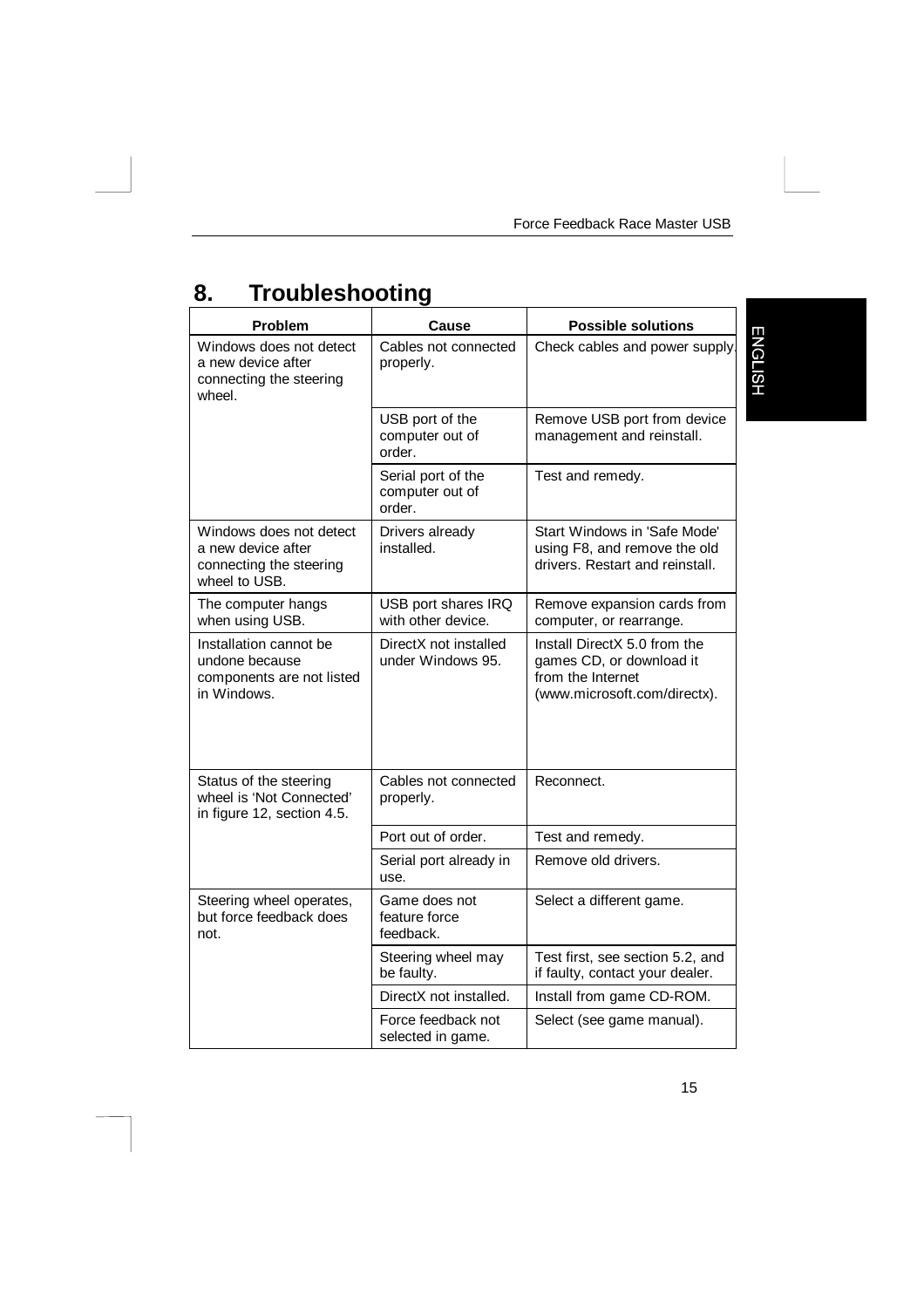# 8. Troubleshooting

| Problem | Cause | Possible solutions |
|---|---|---|
| Windows does not detect a new device after connecting the steering wheel. | Cables not connected properly. | Check cables and power supply. |
| | USB port of the computer out of order. | Remove USB port from device management and reinstall. |
| | Serial port of the computer out of order. | Test and remedy. |
| Windows does not detect a new device after connecting the steering wheel to USB. | Drivers already installed. | Start Windows in 'Safe Mode' using F8, and remove the old drivers. Restart and reinstall. |
| The computer hangs when using USB. | USB port shares IRQ with other device. | Remove expansion cards from computer, or rearrange. |
| Installation cannot be undone because components are not listed in Windows. | DirectX not installed under Windows 95. | Install DirectX 5.0 from the games CD, or download it from the Internet (www.microsoft.com/directx). |
| Status of the steering wheel is 'Not Connected' in figure 12, section 4.5. | Cables not connected properly. | Reconnect. |
| | Port out of order. | Test and remedy. |
| | Serial port already in use. | Remove old drivers. |
| Steering wheel operates, but force feedback does not. | Game does not feature force feedback. | Select a different game. |
| | Steering wheel may be faulty. | Test first, see section 5.2, and if faulty, contact your dealer. |
| | DirectX not installed. | Install from game CD-ROM. |
| | Force feedback not selected in game. | Select (see game manual). |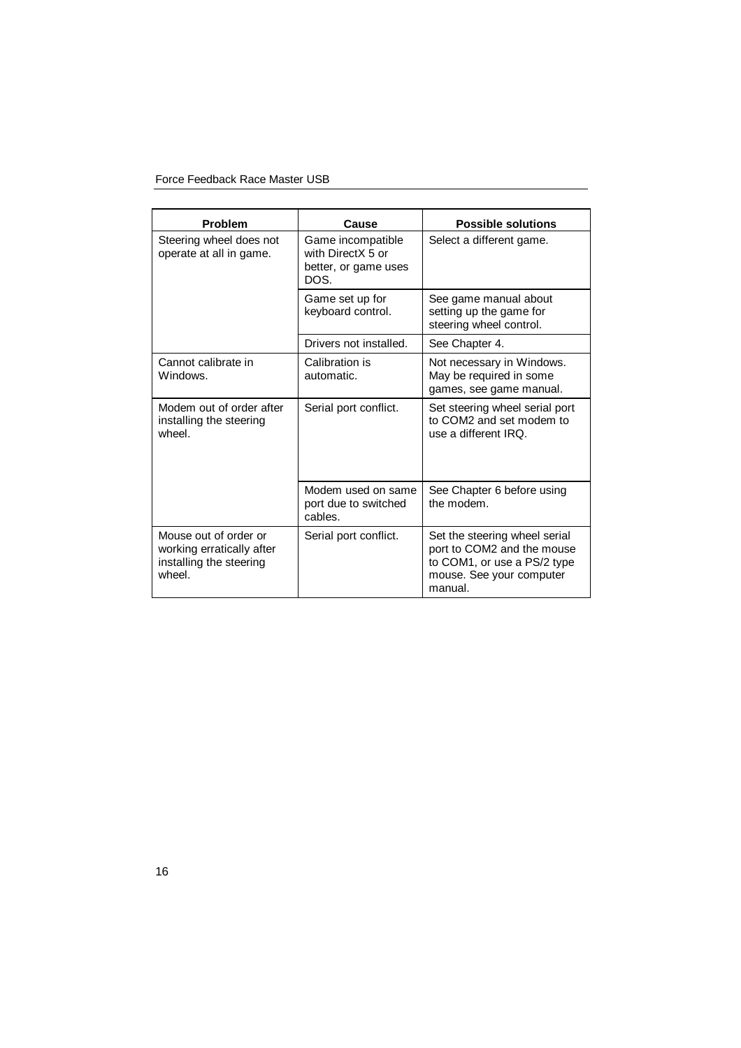| Problem | Cause | Possible solutions |
|---|---|---|
| Steering wheel does not operate at all in game. | Game incompatible with DirectX 5 or better, or game uses DOS. | Select a different game. |
| | Game set up for keyboard control. | See game manual about setting up the game for steering wheel control. |
| | Drivers not installed. | See Chapter 4. |
| Cannot calibrate in Windows. | Calibration is automatic. | Not necessary in Windows. May be required in some games, see game manual. |
| Modem out of order after installing the steering wheel. | Serial port conflict. | Set steering wheel serial port to COM2 and set modem to use a different IRQ. |
| | Modem used on same port due to switched cables. | See Chapter 6 before using the modem. |
| Mouse out of order or working erratically after installing the steering wheel. | Serial port conflict. | Set the steering wheel serial port to COM2 and the mouse to COM1, or use a PS/2 type mouse. See your computer manual. |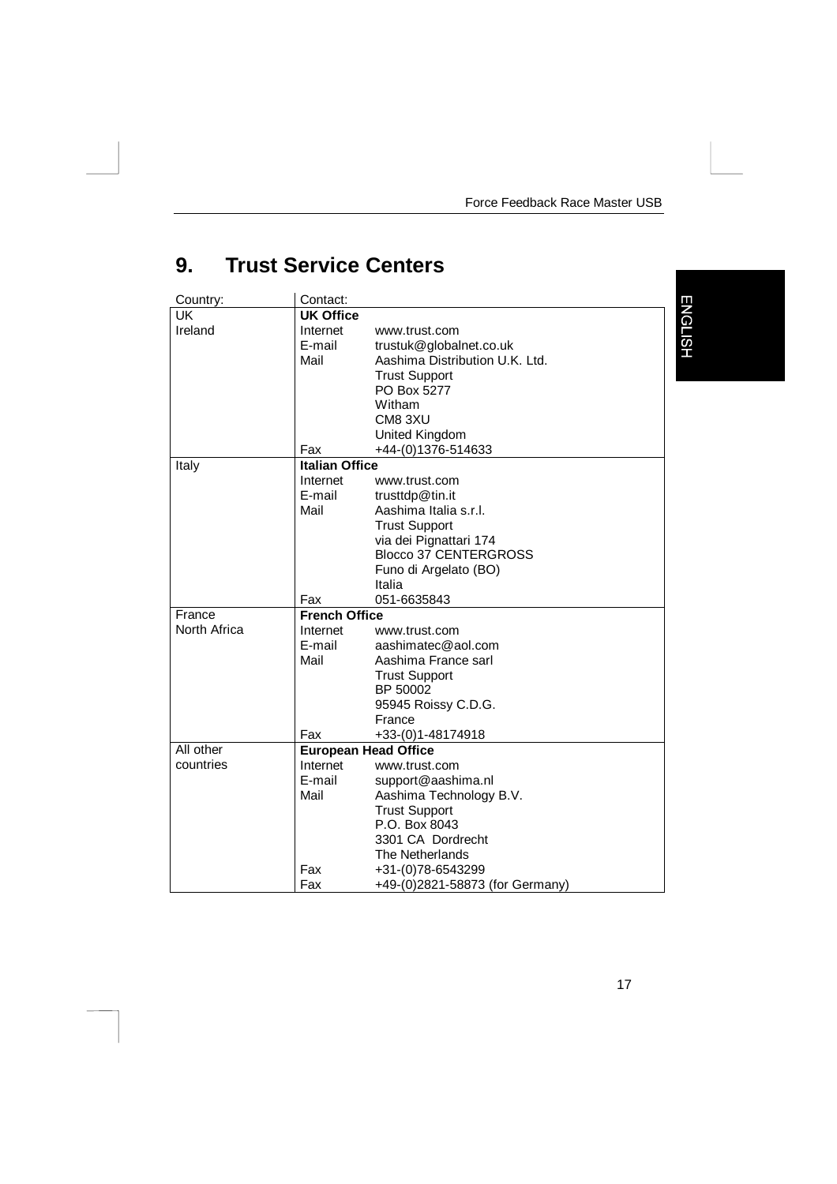# 9. Trust Service Centers

| Country: | Contact: | |
|---|---|---|
| UK<br>Ireland | **UK Office** | |
| | Internet | www.trust.com |
| | E-mail | trustuk@globalnet.co.uk |
| | Mail | Aashima Distribution U.K. Ltd.<br>Trust Support<br>PO Box 5277<br>Witham<br>CM8 3XU<br>United Kingdom |
| | Fax | +44-(0)1376-514633 |
| Italy | **Italian Office** | |
| | Internet | www.trust.com |
| | E-mail | trusttdp@tin.it |
| | Mail | Aashima Italia s.r.l.<br>Trust Support<br>via dei Pignattari 174<br>Blocco 37 CENTERGROSS<br>Funo di Argelato (BO)<br>Italia |
| | Fax | 051-6635843 |
| France<br>North Africa | **French Office** | |
| | Internet | www.trust.com |
| | E-mail | aashimatec@aol.com |
| | Mail | Aashima France sarl<br>Trust Support<br>BP 50002<br>95945 Roissy C.D.G.<br>France |
| | Fax | +33-(0)1-48174918 |
| All other countries | **European Head Office** | |
| | Internet | www.trust.com |
| | E-mail | support@aashima.nl |
| | Mail | Aashima Technology B.V.<br>Trust Support<br>P.O. Box 8043<br>3301 CA Dordrecht<br>The Netherlands |
| | Fax | +31-(0)78-6543299 |
| | Fax | +49-(0)2821-58873 (for Germany) |